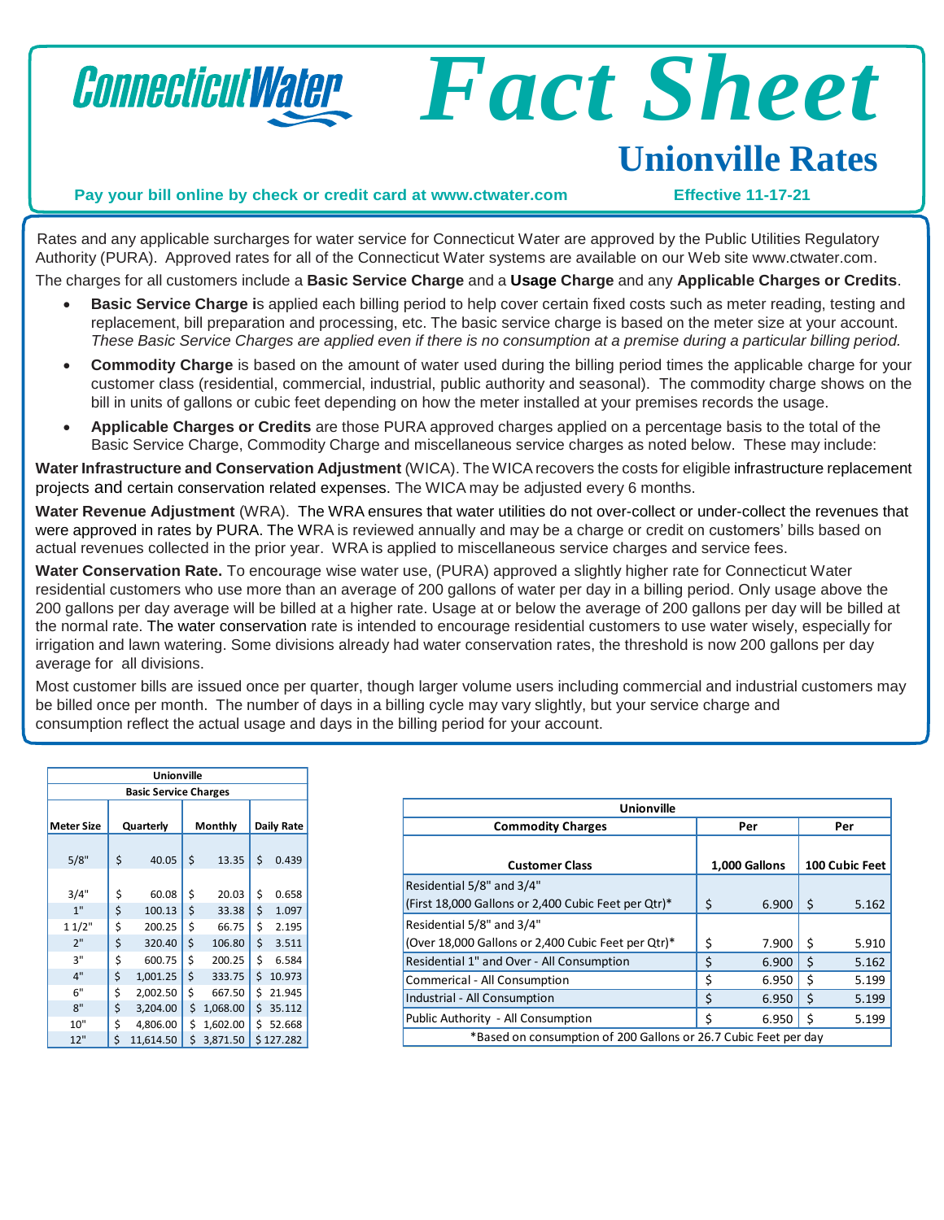# Connecticut Water Fact Sheet

## Unionville Rates

**Pay your bill online by check or credit card at www.ctwater.com** **Effective 11-17-21**

Rates and any applicable surcharges for water service for Connecticut Water are approved by the Public Utilities Regulatory Authority (PURA). Approved rates for all of the Connecticut Water systems are available on our Web site www.ctwater.com.

The charges for all customers include a **Basic Service Charge** and a **Usage Charge** and any **Applicable Charges or Credits**.

- **Basic Service Charge i**s applied each billing period to help cover certain fixed costs such as meter reading, testing and replacement, bill preparation and processing, etc. The basic service charge is based on the meter size at your account. *These Basic Service Charges are applied even if there is no consumption at a premise during a particular billing period.*
- **Commodity Charge** is based on the amount of water used during the billing period times the applicable charge for your customer class (residential, commercial, industrial, public authority and seasonal). The commodity charge shows on the bill in units of gallons or cubic feet depending on how the meter installed at your premises records the usage.
- **Applicable Charges or Credits** are those PURA approved charges applied on a percentage basis to the total of the Basic Service Charge, Commodity Charge and miscellaneous service charges as noted below. These may include:

**Water Infrastructure and Conservation Adjustment** (WICA). The WICA recovers the costs for eligible infrastructure replacement projects and certain conservation related expenses. The WICA may be adjusted every 6 months.

**Water Revenue Adjustment** (WRA). The WRA ensures that water utilities do not over-collect or under-collect the revenues that were approved in rates by PURA. The WRA is reviewed annually and may be a charge or credit on customers' bills based on actual revenues collected in the prior year. WRA is applied to miscellaneous service charges and service fees.

**Water Conservation Rate.** To encourage wise water use, (PURA) approved a slightly higher rate for Connecticut Water residential customers who use more than an average of 200 gallons of water per day in a billing period. Only usage above the 200 gallons per day average will be billed at a higher rate. Usage at or below the average of 200 gallons per day will be billed at the normal rate. The water conservation rate is intended to encourage residential customers to use water wisely, especially for irrigation and lawn watering. Some divisions already had water conservation rates, the threshold is now 200 gallons per day average for all divisions.

Most customer bills are issued once per quarter, though larger volume users including commercial and industrial customers may be billed once per month. The number of days in a billing cycle may vary slightly, but your service charge and consumption reflect the actual usage and days in the billing period for your account.

**Unionville**
**Basic Service Charges**

| Meter Size | Quarterly | Monthly | Daily Rate |
|---|---|---|---|
| 5/8" | $ 40.05 | $ 13.35 | $ 0.439 |
| 3/4" | $ 60.08 | $ 20.03 | $ 0.658 |
| 1" | $ 100.13 | $ 33.38 | $ 1.097 |
| 1 1/2" | $ 200.25 | $ 66.75 | $ 2.195 |
| 2" | $ 320.40 | $ 106.80 | $ 3.511 |
| 3" | $ 600.75 | $ 200.25 | $ 6.584 |
| 4" | $ 1,001.25 | $ 333.75 | $ 10.973 |
| 6" | $ 2,002.50 | $ 667.50 | $ 21.945 |
| 8" | $ 3,204.00 | $ 1,068.00 | $ 35.112 |
| 10" | $ 4,806.00 | $ 1,602.00 | $ 52.668 |
| 12" | $ 11,614.50 | $ 3,871.50 | $ 127.282 |

**Unionville**

| Commodity Charges | Per | Per |
|---|---|---|
| **Customer Class** | **1,000 Gallons** | **100 Cubic Feet** |
| Residential 5/8" and 3/4" (First 18,000 Gallons or 2,400 Cubic Feet per Qtr)* | $ 6.900 | $ 5.162 |
| Residential 5/8" and 3/4" (Over 18,000 Gallons or 2,400 Cubic Feet per Qtr)* | $ 7.900 | $ 5.910 |
| Residential 1" and Over - All Consumption | $ 6.900 | $ 5.162 |
| Commerical - All Consumption | $ 6.950 | $ 5.199 |
| Industrial - All Consumption | $ 6.950 | $ 5.199 |
| Public Authority - All Consumption | $ 6.950 | $ 5.199 |

*Based on consumption of 200 Gallons or 26.7 Cubic Feet per day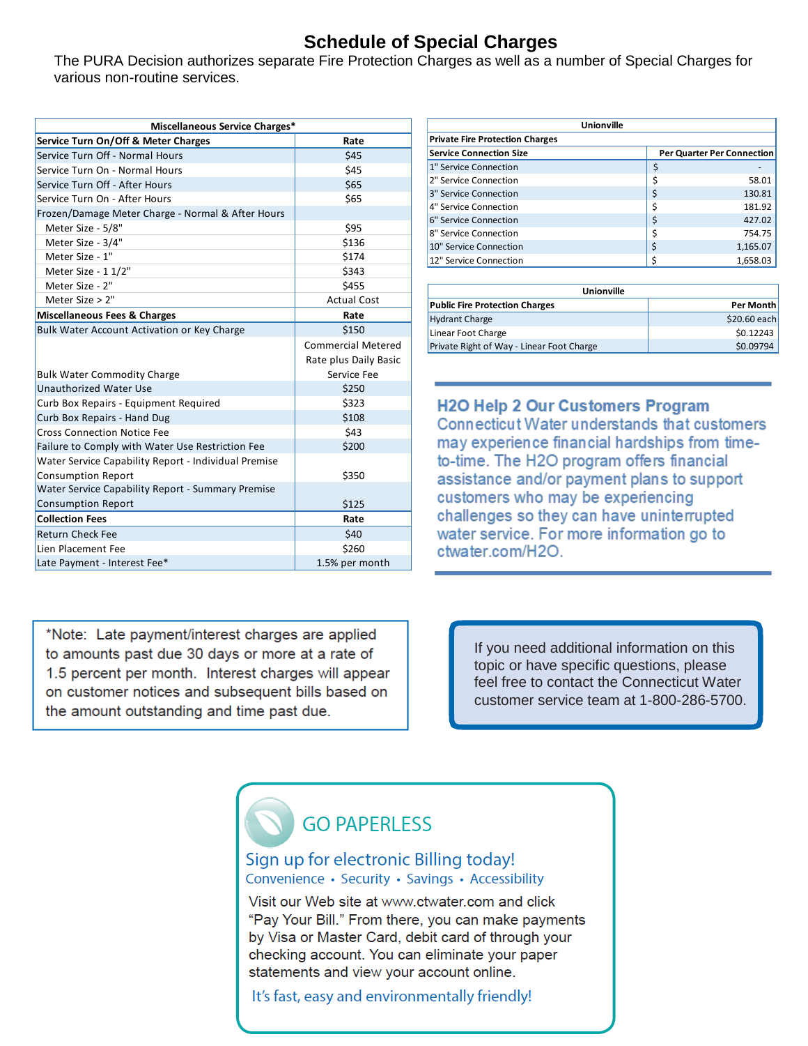# Schedule of Special Charges

The PURA Decision authorizes separate Fire Protection Charges as well as a number of Special Charges for various non-routine services.

| Miscellaneous Service Charges* | |
|---|---|
| **Service Turn On/Off & Meter Charges** | **Rate** |
| Service Turn Off - Normal Hours | $45 |
| Service Turn On - Normal Hours | $45 |
| Service Turn Off - After Hours | $65 |
| Service Turn On - After Hours | $65 |
| Frozen/Damage Meter Charge - Normal & After Hours | |
| Meter Size - 5/8" | $95 |
| Meter Size - 3/4" | $136 |
| Meter Size - 1" | $174 |
| Meter Size - 1 1/2" | $343 |
| Meter Size - 2" | $455 |
| Meter Size > 2" | Actual Cost |
| **Miscellaneous Fees & Charges** | **Rate** |
| Bulk Water Account Activation or Key Charge | $150 |
| Bulk Water Commodity Charge | Commercial Metered Rate plus Daily Basic Service Fee |
| Unauthorized Water Use | $250 |
| Curb Box Repairs - Equipment Required | $323 |
| Curb Box Repairs - Hand Dug | $108 |
| Cross Connection Notice Fee | $43 |
| Failure to Comply with Water Use Restriction Fee | $200 |
| Water Service Capability Report - Individual Premise Consumption Report | $350 |
| Water Service Capability Report - Summary Premise Consumption Report | $125 |
| **Collection Fees** | **Rate** |
| Return Check Fee | $40 |
| Lien Placement Fee | $260 |
| Late Payment - Interest Fee* | 1.5% per month |

| Unionville | |
|---|---|
| **Private Fire Protection Charges** | |
| **Service Connection Size** | **Per Quarter Per Connection** |
| 1" Service Connection | $ - |
| 2" Service Connection | $ 58.01 |
| 3" Service Connection | $ 130.81 |
| 4" Service Connection | $ 181.92 |
| 6" Service Connection | $ 427.02 |
| 8" Service Connection | $ 754.75 |
| 10" Service Connection | $ 1,165.07 |
| 12" Service Connection | $ 1,658.03 |

| Unionville | |
|---|---|
| **Public Fire Protection Charges** | **Per Month** |
| Hydrant Charge | $20.60 each |
| Linear Foot Charge | $0.12243 |
| Private Right of Way - Linear Foot Charge | $0.09794 |

## H2O Help 2 Our Customers Program

Connecticut Water understands that customers may experience financial hardships from time-to-time. The H2O program offers financial assistance and/or payment plans to support customers who may be experiencing challenges so they can have uninterrupted water service. For more information go to ctwater.com/H2O.

*Note: Late payment/interest charges are applied to amounts past due 30 days or more at a rate of 1.5 percent per month. Interest charges will appear on customer notices and subsequent bills based on the amount outstanding and time past due.

If you need additional information on this topic or have specific questions, please feel free to contact the Connecticut Water customer service team at 1-800-286-5700.

## GO PAPERLESS

### Sign up for electronic Billing today!

Convenience • Security • Savings • Accessibility

Visit our Web site at www.ctwater.com and click "Pay Your Bill." From there, you can make payments by Visa or Master Card, debit card of through your checking account. You can eliminate your paper statements and view your account online.

It's fast, easy and environmentally friendly!